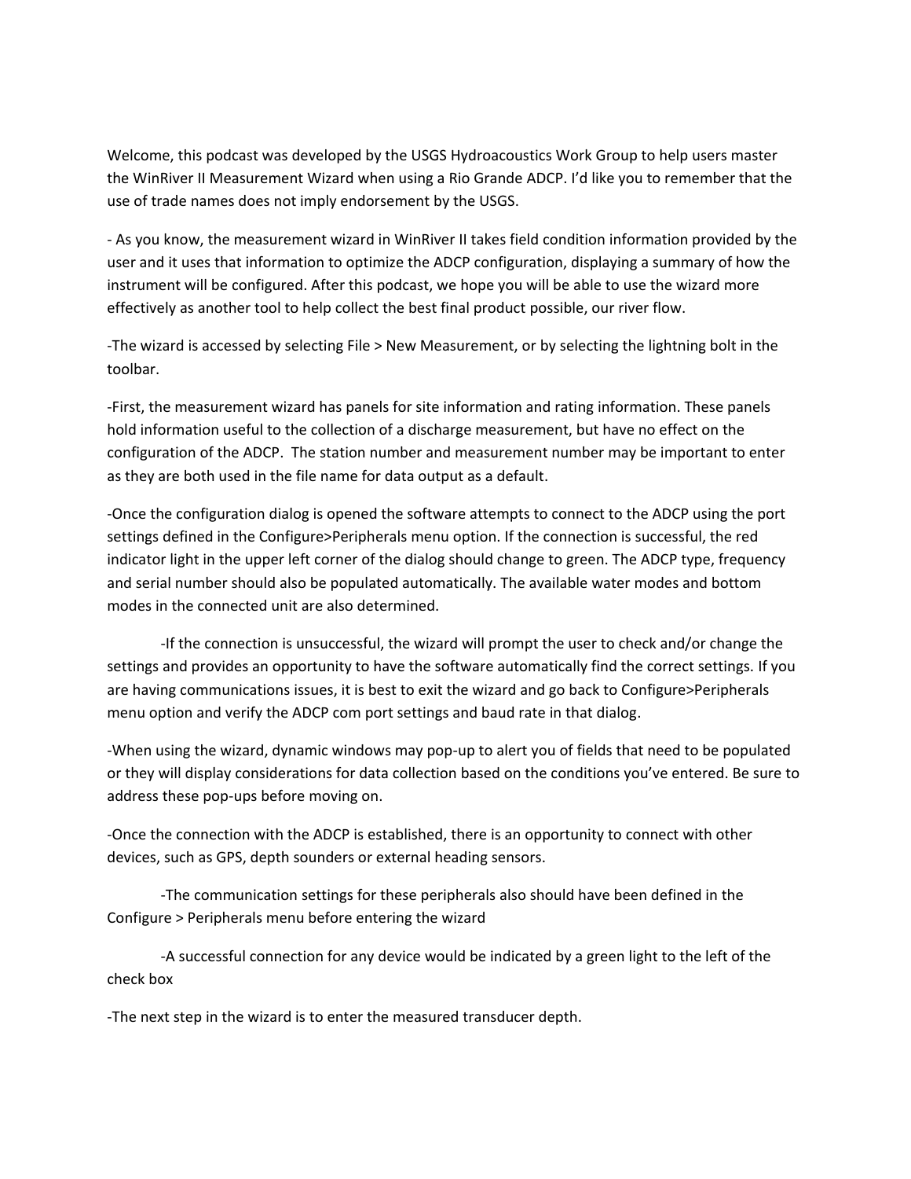Welcome, this podcast was developed by the USGS Hydroacoustics Work Group to help users master the WinRiver II Measurement Wizard when using a Rio Grande ADCP. I'd like you to remember that the use of trade names does not imply endorsement by the USGS.

- As you know, the measurement wizard in WinRiver II takes field condition information provided by the user and it uses that information to optimize the ADCP configuration, displaying a summary of how the instrument will be configured. After this podcast, we hope you will be able to use the wizard more effectively as another tool to help collect the best final product possible, our river flow.

-The wizard is accessed by selecting File > New Measurement, or by selecting the lightning bolt in the toolbar.

-First, the measurement wizard has panels for site information and rating information. These panels hold information useful to the collection of a discharge measurement, but have no effect on the configuration of the ADCP. The station number and measurement number may be important to enter as they are both used in the file name for data output as a default.

-Once the configuration dialog is opened the software attempts to connect to the ADCP using the port settings defined in the Configure>Peripherals menu option. If the connection is successful, the red indicator light in the upper left corner of the dialog should change to green. The ADCP type, frequency and serial number should also be populated automatically. The available water modes and bottom modes in the connected unit are also determined.

    -If the connection is unsuccessful, the wizard will prompt the user to check and/or change the settings and provides an opportunity to have the software automatically find the correct settings. If you are having communications issues, it is best to exit the wizard and go back to Configure>Peripherals menu option and verify the ADCP com port settings and baud rate in that dialog.

-When using the wizard, dynamic windows may pop-up to alert you of fields that need to be populated or they will display considerations for data collection based on the conditions you've entered. Be sure to address these pop-ups before moving on.

-Once the connection with the ADCP is established, there is an opportunity to connect with other devices, such as GPS, depth sounders or external heading sensors.

    -The communication settings for these peripherals also should have been defined in the Configure > Peripherals menu before entering the wizard

    -A successful connection for any device would be indicated by a green light to the left of the check box

-The next step in the wizard is to enter the measured transducer depth.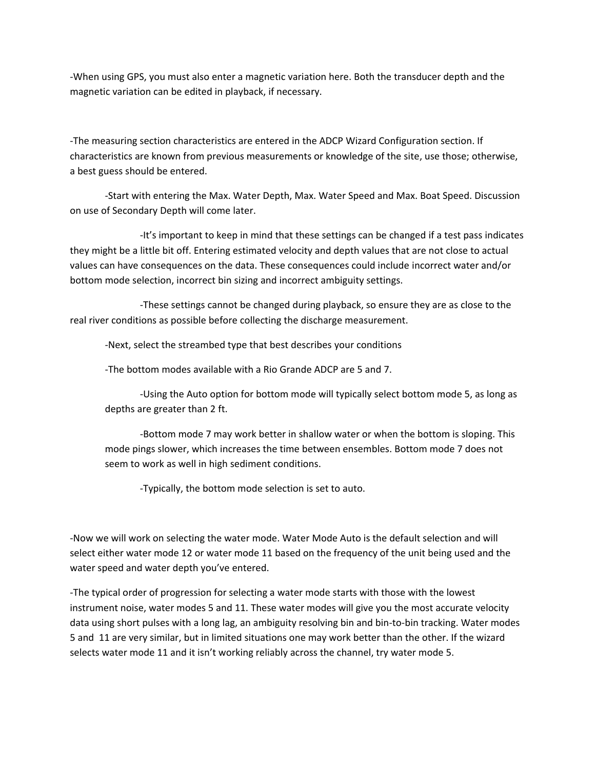-When using GPS, you must also enter a magnetic variation here. Both the transducer depth and the magnetic variation can be edited in playback, if necessary.

-The measuring section characteristics are entered in the ADCP Wizard Configuration section. If characteristics are known from previous measurements or knowledge of the site, use those; otherwise, a best guess should be entered.

- -Start with entering the Max. Water Depth, Max. Water Speed and Max. Boat Speed. Discussion on use of Secondary Depth will come later.
  - -It's important to keep in mind that these settings can be changed if a test pass indicates they might be a little bit off. Entering estimated velocity and depth values that are not close to actual values can have consequences on the data. These consequences could include incorrect water and/or bottom mode selection, incorrect bin sizing and incorrect ambiguity settings.
  - -These settings cannot be changed during playback, so ensure they are as close to the real river conditions as possible before collecting the discharge measurement.
- -Next, select the streambed type that best describes your conditions
- -The bottom modes available with a Rio Grande ADCP are 5 and 7.
  - -Using the Auto option for bottom mode will typically select bottom mode 5, as long as depths are greater than 2 ft.
  - -Bottom mode 7 may work better in shallow water or when the bottom is sloping. This mode pings slower, which increases the time between ensembles. Bottom mode 7 does not seem to work as well in high sediment conditions.
  - -Typically, the bottom mode selection is set to auto.

-Now we will work on selecting the water mode. Water Mode Auto is the default selection and will select either water mode 12 or water mode 11 based on the frequency of the unit being used and the water speed and water depth you've entered.

-The typical order of progression for selecting a water mode starts with those with the lowest instrument noise, water modes 5 and 11. These water modes will give you the most accurate velocity data using short pulses with a long lag, an ambiguity resolving bin and bin-to-bin tracking. Water modes 5 and 11 are very similar, but in limited situations one may work better than the other. If the wizard selects water mode 11 and it isn't working reliably across the channel, try water mode 5.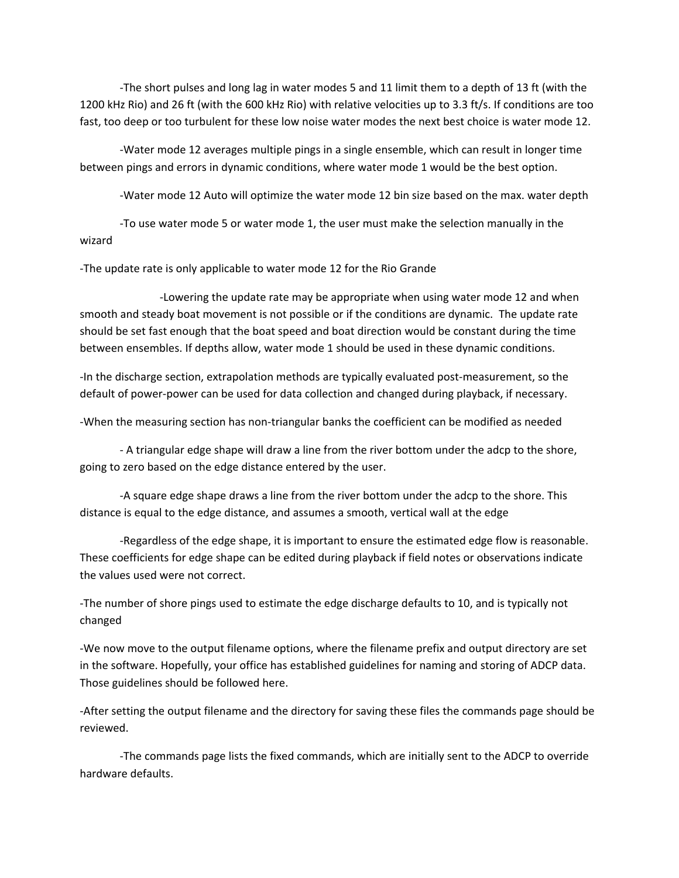-The short pulses and long lag in water modes 5 and 11 limit them to a depth of 13 ft (with the 1200 kHz Rio) and 26 ft (with the 600 kHz Rio) with relative velocities up to 3.3 ft/s. If conditions are too fast, too deep or too turbulent for these low noise water modes the next best choice is water mode 12.

-Water mode 12 averages multiple pings in a single ensemble, which can result in longer time between pings and errors in dynamic conditions, where water mode 1 would be the best option.

-Water mode 12 Auto will optimize the water mode 12 bin size based on the max. water depth

-To use water mode 5 or water mode 1, the user must make the selection manually in the wizard

-The update rate is only applicable to water mode 12 for the Rio Grande

-Lowering the update rate may be appropriate when using water mode 12 and when smooth and steady boat movement is not possible or if the conditions are dynamic. The update rate should be set fast enough that the boat speed and boat direction would be constant during the time between ensembles. If depths allow, water mode 1 should be used in these dynamic conditions.

-In the discharge section, extrapolation methods are typically evaluated post-measurement, so the default of power-power can be used for data collection and changed during playback, if necessary.

-When the measuring section has non-triangular banks the coefficient can be modified as needed

- A triangular edge shape will draw a line from the river bottom under the adcp to the shore, going to zero based on the edge distance entered by the user.

-A square edge shape draws a line from the river bottom under the adcp to the shore. This distance is equal to the edge distance, and assumes a smooth, vertical wall at the edge

-Regardless of the edge shape, it is important to ensure the estimated edge flow is reasonable. These coefficients for edge shape can be edited during playback if field notes or observations indicate the values used were not correct.

-The number of shore pings used to estimate the edge discharge defaults to 10, and is typically not changed

-We now move to the output filename options, where the filename prefix and output directory are set in the software. Hopefully, your office has established guidelines for naming and storing of ADCP data. Those guidelines should be followed here.

-After setting the output filename and the directory for saving these files the commands page should be reviewed.

-The commands page lists the fixed commands, which are initially sent to the ADCP to override hardware defaults.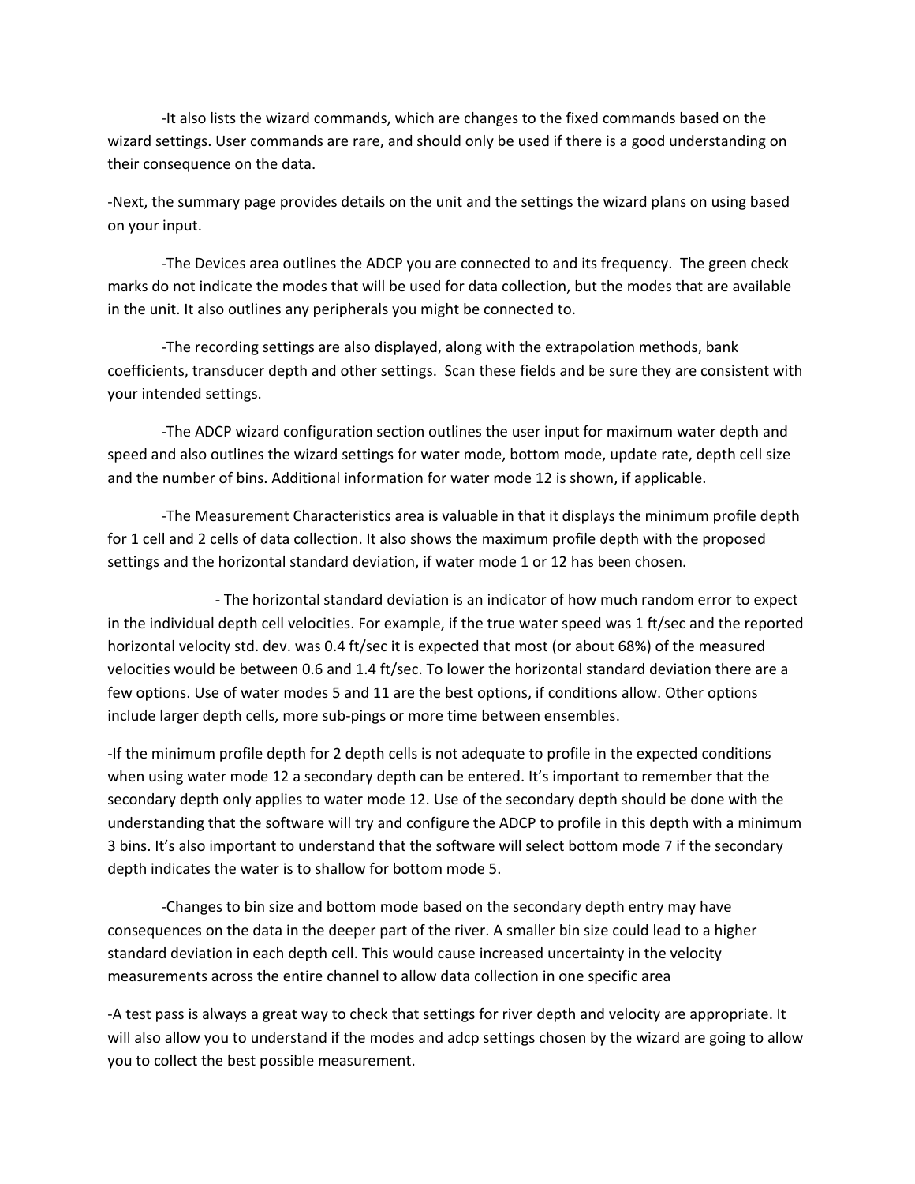-It also lists the wizard commands, which are changes to the fixed commands based on the wizard settings. User commands are rare, and should only be used if there is a good understanding on their consequence on the data.

-Next, the summary page provides details on the unit and the settings the wizard plans on using based on your input.

-The Devices area outlines the ADCP you are connected to and its frequency. The green check marks do not indicate the modes that will be used for data collection, but the modes that are available in the unit. It also outlines any peripherals you might be connected to.

-The recording settings are also displayed, along with the extrapolation methods, bank coefficients, transducer depth and other settings. Scan these fields and be sure they are consistent with your intended settings.

-The ADCP wizard configuration section outlines the user input for maximum water depth and speed and also outlines the wizard settings for water mode, bottom mode, update rate, depth cell size and the number of bins. Additional information for water mode 12 is shown, if applicable.

-The Measurement Characteristics area is valuable in that it displays the minimum profile depth for 1 cell and 2 cells of data collection. It also shows the maximum profile depth with the proposed settings and the horizontal standard deviation, if water mode 1 or 12 has been chosen.

- The horizontal standard deviation is an indicator of how much random error to expect in the individual depth cell velocities. For example, if the true water speed was 1 ft/sec and the reported horizontal velocity std. dev. was 0.4 ft/sec it is expected that most (or about 68%) of the measured velocities would be between 0.6 and 1.4 ft/sec. To lower the horizontal standard deviation there are a few options. Use of water modes 5 and 11 are the best options, if conditions allow. Other options include larger depth cells, more sub-pings or more time between ensembles.

-If the minimum profile depth for 2 depth cells is not adequate to profile in the expected conditions when using water mode 12 a secondary depth can be entered. It's important to remember that the secondary depth only applies to water mode 12. Use of the secondary depth should be done with the understanding that the software will try and configure the ADCP to profile in this depth with a minimum 3 bins. It's also important to understand that the software will select bottom mode 7 if the secondary depth indicates the water is to shallow for bottom mode 5.

-Changes to bin size and bottom mode based on the secondary depth entry may have consequences on the data in the deeper part of the river. A smaller bin size could lead to a higher standard deviation in each depth cell. This would cause increased uncertainty in the velocity measurements across the entire channel to allow data collection in one specific area

-A test pass is always a great way to check that settings for river depth and velocity are appropriate. It will also allow you to understand if the modes and adcp settings chosen by the wizard are going to allow you to collect the best possible measurement.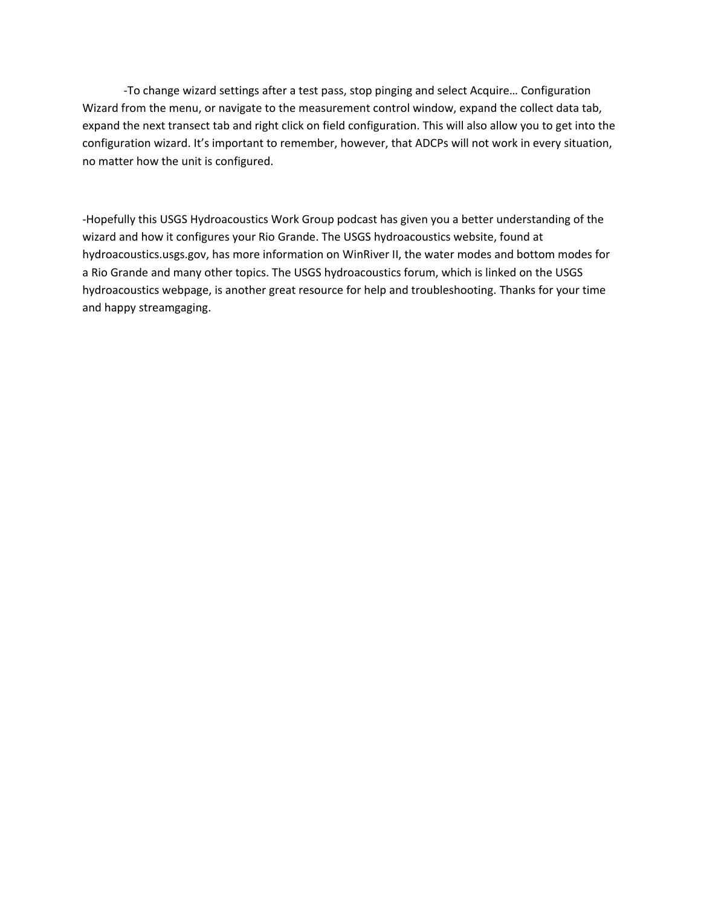-To change wizard settings after a test pass, stop pinging and select Acquire… Configuration Wizard from the menu, or navigate to the measurement control window, expand the collect data tab, expand the next transect tab and right click on field configuration. This will also allow you to get into the configuration wizard. It's important to remember, however, that ADCPs will not work in every situation, no matter how the unit is configured.

-Hopefully this USGS Hydroacoustics Work Group podcast has given you a better understanding of the wizard and how it configures your Rio Grande. The USGS hydroacoustics website, found at hydroacoustics.usgs.gov, has more information on WinRiver II, the water modes and bottom modes for a Rio Grande and many other topics. The USGS hydroacoustics forum, which is linked on the USGS hydroacoustics webpage, is another great resource for help and troubleshooting. Thanks for your time and happy streamgaging.